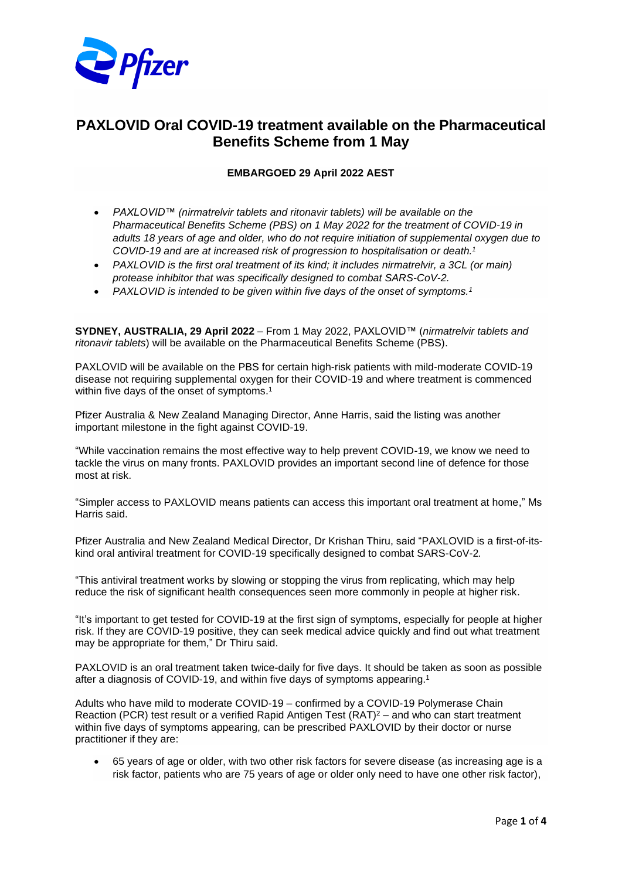# PAXLOVID Oral COVID-19 treatment available on the Pharmaceutical Benefits Scheme from 1 May

**EMBARGOED 29 April 2022 AEST**

- *PAXLOVID™ (nirmatrelvir tablets and ritonavir tablets) will be available on the Pharmaceutical Benefits Scheme (PBS) on 1 May 2022 for the treatment of COVID-19 in adults 18 years of age and older, who do not require initiation of supplemental oxygen due to COVID-19 and are at increased risk of progression to hospitalisation or death.[1]*
- *PAXLOVID is the first oral treatment of its kind; it includes nirmatrelvir, a 3CL (or main) protease inhibitor that was specifically designed to combat SARS-CoV-2.*
- *PAXLOVID is intended to be given within five days of the onset of symptoms.[1]*

**SYDNEY, AUSTRALIA, 29 April 2022** – From 1 May 2022, PAXLOVID™ (*nirmatrelvir tablets and ritonavir tablets*) will be available on the Pharmaceutical Benefits Scheme (PBS).

PAXLOVID will be available on the PBS for certain high-risk patients with mild-moderate COVID-19 disease not requiring supplemental oxygen for their COVID-19 and where treatment is commenced within five days of the onset of symptoms.[1]

Pfizer Australia & New Zealand Managing Director, Anne Harris, said the listing was another important milestone in the fight against COVID-19.

"While vaccination remains the most effective way to help prevent COVID-19, we know we need to tackle the virus on many fronts. PAXLOVID provides an important second line of defence for those most at risk.

"Simpler access to PAXLOVID means patients can access this important oral treatment at home," Ms Harris said.

Pfizer Australia and New Zealand Medical Director, Dr Krishan Thiru, said "PAXLOVID is a first-of-its-kind oral antiviral treatment for COVID-19 specifically designed to combat SARS-CoV-2.

"This antiviral treatment works by slowing or stopping the virus from replicating, which may help reduce the risk of significant health consequences seen more commonly in people at higher risk.

"It's important to get tested for COVID-19 at the first sign of symptoms, especially for people at higher risk. If they are COVID-19 positive, they can seek medical advice quickly and find out what treatment may be appropriate for them," Dr Thiru said.

PAXLOVID is an oral treatment taken twice-daily for five days. It should be taken as soon as possible after a diagnosis of COVID-19, and within five days of symptoms appearing.[1]

Adults who have mild to moderate COVID-19 – confirmed by a COVID-19 Polymerase Chain Reaction (PCR) test result or a verified Rapid Antigen Test (RAT)[2] – and who can start treatment within five days of symptoms appearing, can be prescribed PAXLOVID by their doctor or nurse practitioner if they are:

- 65 years of age or older, with two other risk factors for severe disease (as increasing age is a risk factor, patients who are 75 years of age or older only need to have one other risk factor),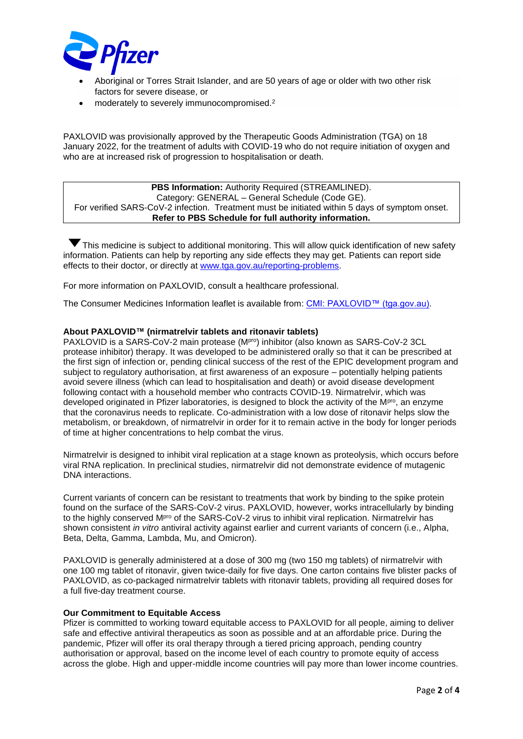- Aboriginal or Torres Strait Islander, and are 50 years of age or older with two other risk factors for severe disease, or
- moderately to severely immunocompromised.[2]

PAXLOVID was provisionally approved by the Therapeutic Goods Administration (TGA) on 18 January 2022, for the treatment of adults with COVID-19 who do not require initiation of oxygen and who are at increased risk of progression to hospitalisation or death.

| **PBS Information:** Authority Required (STREAMLINED). Category: GENERAL – General Schedule (Code GE). For verified SARS-CoV-2 infection. Treatment must be initiated within 5 days of symptom onset. **Refer to PBS Schedule for full authority information.** |
|---|

▼ This medicine is subject to additional monitoring. This will allow quick identification of new safety information. Patients can help by reporting any side effects they may get. Patients can report side effects to their doctor, or directly at www.tga.gov.au/reporting-problems.

For more information on PAXLOVID, consult a healthcare professional.

The Consumer Medicines Information leaflet is available from: CMI: PAXLOVID™ (tga.gov.au).

**About PAXLOVID™ (nirmatrelvir tablets and ritonavir tablets)**

PAXLOVID is a SARS-CoV-2 main protease ($M^{pro}$) inhibitor (also known as SARS-CoV-2 3CL protease inhibitor) therapy. It was developed to be administered orally so that it can be prescribed at the first sign of infection or, pending clinical success of the rest of the EPIC development program and subject to regulatory authorisation, at first awareness of an exposure – potentially helping patients avoid severe illness (which can lead to hospitalisation and death) or avoid disease development following contact with a household member who contracts COVID-19. Nirmatrelvir, which was developed originated in Pfizer laboratories, is designed to block the activity of the $M^{pro}$, an enzyme that the coronavirus needs to replicate. Co-administration with a low dose of ritonavir helps slow the metabolism, or breakdown, of nirmatrelvir in order for it to remain active in the body for longer periods of time at higher concentrations to help combat the virus.

Nirmatrelvir is designed to inhibit viral replication at a stage known as proteolysis, which occurs before viral RNA replication. In preclinical studies, nirmatrelvir did not demonstrate evidence of mutagenic DNA interactions.

Current variants of concern can be resistant to treatments that work by binding to the spike protein found on the surface of the SARS-CoV-2 virus. PAXLOVID, however, works intracellularly by binding to the highly conserved $M^{pro}$ of the SARS-CoV-2 virus to inhibit viral replication. Nirmatrelvir has shown consistent *in vitro* antiviral activity against earlier and current variants of concern (i.e., Alpha, Beta, Delta, Gamma, Lambda, Mu, and Omicron).

PAXLOVID is generally administered at a dose of 300 mg (two 150 mg tablets) of nirmatrelvir with one 100 mg tablet of ritonavir, given twice-daily for five days. One carton contains five blister packs of PAXLOVID, as co-packaged nirmatrelvir tablets with ritonavir tablets, providing all required doses for a full five-day treatment course.

**Our Commitment to Equitable Access**

Pfizer is committed to working toward equitable access to PAXLOVID for all people, aiming to deliver safe and effective antiviral therapeutics as soon as possible and at an affordable price. During the pandemic, Pfizer will offer its oral therapy through a tiered pricing approach, pending country authorisation or approval, based on the income level of each country to promote equity of access across the globe. High and upper-middle income countries will pay more than lower income countries.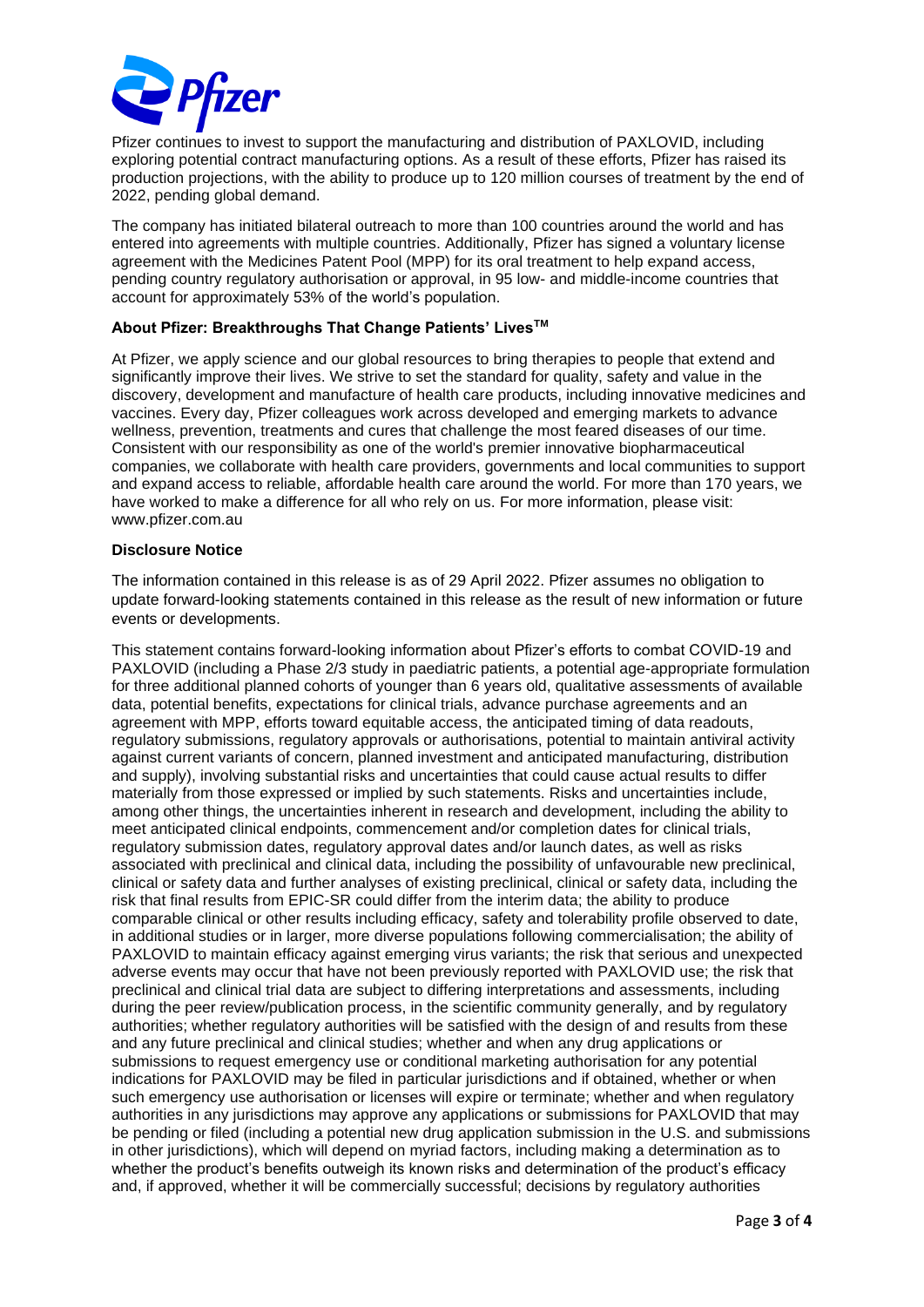Pfizer continues to invest to support the manufacturing and distribution of PAXLOVID, including exploring potential contract manufacturing options. As a result of these efforts, Pfizer has raised its production projections, with the ability to produce up to 120 million courses of treatment by the end of 2022, pending global demand.

The company has initiated bilateral outreach to more than 100 countries around the world and has entered into agreements with multiple countries. Additionally, Pfizer has signed a voluntary license agreement with the Medicines Patent Pool (MPP) for its oral treatment to help expand access, pending country regulatory authorisation or approval, in 95 low- and middle-income countries that account for approximately 53% of the world's population.

**About Pfizer: Breakthroughs That Change Patients' Lives™**

At Pfizer, we apply science and our global resources to bring therapies to people that extend and significantly improve their lives. We strive to set the standard for quality, safety and value in the discovery, development and manufacture of health care products, including innovative medicines and vaccines. Every day, Pfizer colleagues work across developed and emerging markets to advance wellness, prevention, treatments and cures that challenge the most feared diseases of our time. Consistent with our responsibility as one of the world's premier innovative biopharmaceutical companies, we collaborate with health care providers, governments and local communities to support and expand access to reliable, affordable health care around the world. For more than 170 years, we have worked to make a difference for all who rely on us. For more information, please visit: www.pfizer.com.au

**Disclosure Notice**

The information contained in this release is as of 29 April 2022. Pfizer assumes no obligation to update forward-looking statements contained in this release as the result of new information or future events or developments.

This statement contains forward-looking information about Pfizer's efforts to combat COVID-19 and PAXLOVID (including a Phase 2/3 study in paediatric patients, a potential age-appropriate formulation for three additional planned cohorts of younger than 6 years old, qualitative assessments of available data, potential benefits, expectations for clinical trials, advance purchase agreements and an agreement with MPP, efforts toward equitable access, the anticipated timing of data readouts, regulatory submissions, regulatory approvals or authorisations, potential to maintain antiviral activity against current variants of concern, planned investment and anticipated manufacturing, distribution and supply), involving substantial risks and uncertainties that could cause actual results to differ materially from those expressed or implied by such statements. Risks and uncertainties include, among other things, the uncertainties inherent in research and development, including the ability to meet anticipated clinical endpoints, commencement and/or completion dates for clinical trials, regulatory submission dates, regulatory approval dates and/or launch dates, as well as risks associated with preclinical and clinical data, including the possibility of unfavourable new preclinical, clinical or safety data and further analyses of existing preclinical, clinical or safety data, including the risk that final results from EPIC-SR could differ from the interim data; the ability to produce comparable clinical or other results including efficacy, safety and tolerability profile observed to date, in additional studies or in larger, more diverse populations following commercialisation; the ability of PAXLOVID to maintain efficacy against emerging virus variants; the risk that serious and unexpected adverse events may occur that have not been previously reported with PAXLOVID use; the risk that preclinical and clinical trial data are subject to differing interpretations and assessments, including during the peer review/publication process, in the scientific community generally, and by regulatory authorities; whether regulatory authorities will be satisfied with the design of and results from these and any future preclinical and clinical studies; whether and when any drug applications or submissions to request emergency use or conditional marketing authorisation for any potential indications for PAXLOVID may be filed in particular jurisdictions and if obtained, whether or when such emergency use authorisation or licenses will expire or terminate; whether and when regulatory authorities in any jurisdictions may approve any applications or submissions for PAXLOVID that may be pending or filed (including a potential new drug application submission in the U.S. and submissions in other jurisdictions), which will depend on myriad factors, including making a determination as to whether the product's benefits outweigh its known risks and determination of the product's efficacy and, if approved, whether it will be commercially successful; decisions by regulatory authorities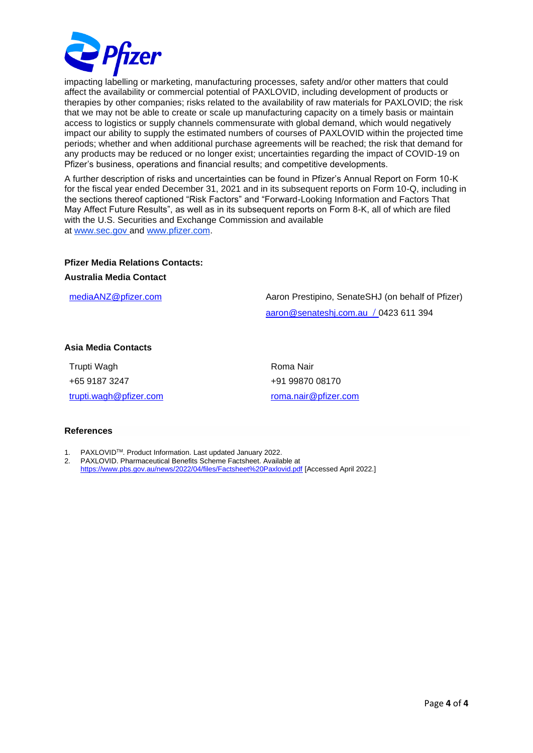impacting labelling or marketing, manufacturing processes, safety and/or other matters that could affect the availability or commercial potential of PAXLOVID, including development of products or therapies by other companies; risks related to the availability of raw materials for PAXLOVID; the risk that we may not be able to create or scale up manufacturing capacity on a timely basis or maintain access to logistics or supply channels commensurate with global demand, which would negatively impact our ability to supply the estimated numbers of courses of PAXLOVID within the projected time periods; whether and when additional purchase agreements will be reached; the risk that demand for any products may be reduced or no longer exist; uncertainties regarding the impact of COVID-19 on Pfizer's business, operations and financial results; and competitive developments.

A further description of risks and uncertainties can be found in Pfizer's Annual Report on Form 10-K for the fiscal year ended December 31, 2021 and in its subsequent reports on Form 10-Q, including in the sections thereof captioned "Risk Factors" and "Forward-Looking Information and Factors That May Affect Future Results", as well as in its subsequent reports on Form 8-K, all of which are filed with the U.S. Securities and Exchange Commission and available at www.sec.gov and www.pfizer.com.

**Pfizer Media Relations Contacts:**

**Australia Media Contact**

mediaANZ@pfizer.com

Aaron Prestipino, SenateSHJ (on behalf of Pfizer)
aaron@senateshj.com.au / 0423 611 394

**Asia Media Contacts**

Trupti Wagh
+65 9187 3247
trupti.wagh@pfizer.com

Roma Nair
+91 99870 08170
roma.nair@pfizer.com

**References**

1. PAXLOVID™. Product Information. Last updated January 2022.
2. PAXLOVID. Pharmaceutical Benefits Scheme Factsheet. Available at https://www.pbs.gov.au/news/2022/04/files/Factsheet%20Paxlovid.pdf [Accessed April 2022.]